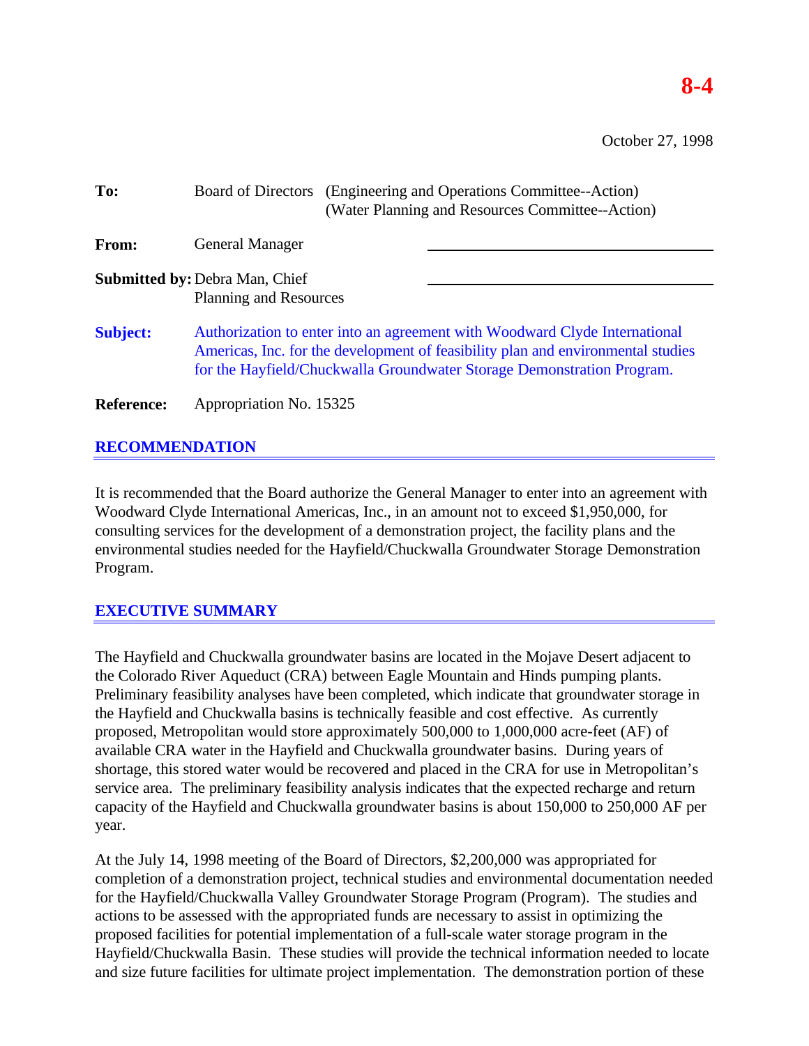**8-4**

October 27, 1998

**To:** Board of Directors (Engineering and Operations Committee--Action)
(Water Planning and Resources Committee--Action)

**From:** General Manager

**Submitted by:** Debra Man, Chief
Planning and Resources

**Subject:** Authorization to enter into an agreement with Woodward Clyde International Americas, Inc. for the development of feasibility plan and environmental studies for the Hayfield/Chuckwalla Groundwater Storage Demonstration Program.

**Reference:** Appropriation No. 15325

## RECOMMENDATION

It is recommended that the Board authorize the General Manager to enter into an agreement with Woodward Clyde International Americas, Inc., in an amount not to exceed $1,950,000, for consulting services for the development of a demonstration project, the facility plans and the environmental studies needed for the Hayfield/Chuckwalla Groundwater Storage Demonstration Program.

## EXECUTIVE SUMMARY

The Hayfield and Chuckwalla groundwater basins are located in the Mojave Desert adjacent to the Colorado River Aqueduct (CRA) between Eagle Mountain and Hinds pumping plants. Preliminary feasibility analyses have been completed, which indicate that groundwater storage in the Hayfield and Chuckwalla basins is technically feasible and cost effective. As currently proposed, Metropolitan would store approximately 500,000 to 1,000,000 acre-feet (AF) of available CRA water in the Hayfield and Chuckwalla groundwater basins. During years of shortage, this stored water would be recovered and placed in the CRA for use in Metropolitan's service area. The preliminary feasibility analysis indicates that the expected recharge and return capacity of the Hayfield and Chuckwalla groundwater basins is about 150,000 to 250,000 AF per year.

At the July 14, 1998 meeting of the Board of Directors, $2,200,000 was appropriated for completion of a demonstration project, technical studies and environmental documentation needed for the Hayfield/Chuckwalla Valley Groundwater Storage Program (Program). The studies and actions to be assessed with the appropriated funds are necessary to assist in optimizing the proposed facilities for potential implementation of a full-scale water storage program in the Hayfield/Chuckwalla Basin. These studies will provide the technical information needed to locate and size future facilities for ultimate project implementation. The demonstration portion of these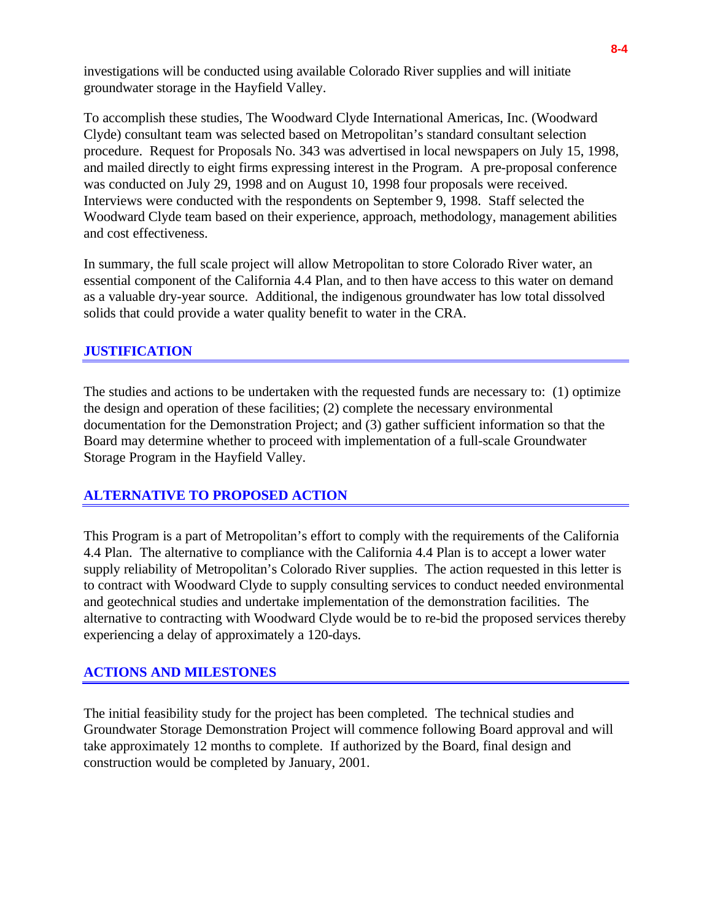investigations will be conducted using available Colorado River supplies and will initiate groundwater storage in the Hayfield Valley.

To accomplish these studies, The Woodward Clyde International Americas, Inc. (Woodward Clyde) consultant team was selected based on Metropolitan's standard consultant selection procedure. Request for Proposals No. 343 was advertised in local newspapers on July 15, 1998, and mailed directly to eight firms expressing interest in the Program. A pre-proposal conference was conducted on July 29, 1998 and on August 10, 1998 four proposals were received. Interviews were conducted with the respondents on September 9, 1998. Staff selected the Woodward Clyde team based on their experience, approach, methodology, management abilities and cost effectiveness.

In summary, the full scale project will allow Metropolitan to store Colorado River water, an essential component of the California 4.4 Plan, and to then have access to this water on demand as a valuable dry-year source. Additional, the indigenous groundwater has low total dissolved solids that could provide a water quality benefit to water in the CRA.

## JUSTIFICATION

The studies and actions to be undertaken with the requested funds are necessary to: (1) optimize the design and operation of these facilities; (2) complete the necessary environmental documentation for the Demonstration Project; and (3) gather sufficient information so that the Board may determine whether to proceed with implementation of a full-scale Groundwater Storage Program in the Hayfield Valley.

## ALTERNATIVE TO PROPOSED ACTION

This Program is a part of Metropolitan's effort to comply with the requirements of the California 4.4 Plan. The alternative to compliance with the California 4.4 Plan is to accept a lower water supply reliability of Metropolitan's Colorado River supplies. The action requested in this letter is to contract with Woodward Clyde to supply consulting services to conduct needed environmental and geotechnical studies and undertake implementation of the demonstration facilities. The alternative to contracting with Woodward Clyde would be to re-bid the proposed services thereby experiencing a delay of approximately a 120-days.

## ACTIONS AND MILESTONES

The initial feasibility study for the project has been completed. The technical studies and Groundwater Storage Demonstration Project will commence following Board approval and will take approximately 12 months to complete. If authorized by the Board, final design and construction would be completed by January, 2001.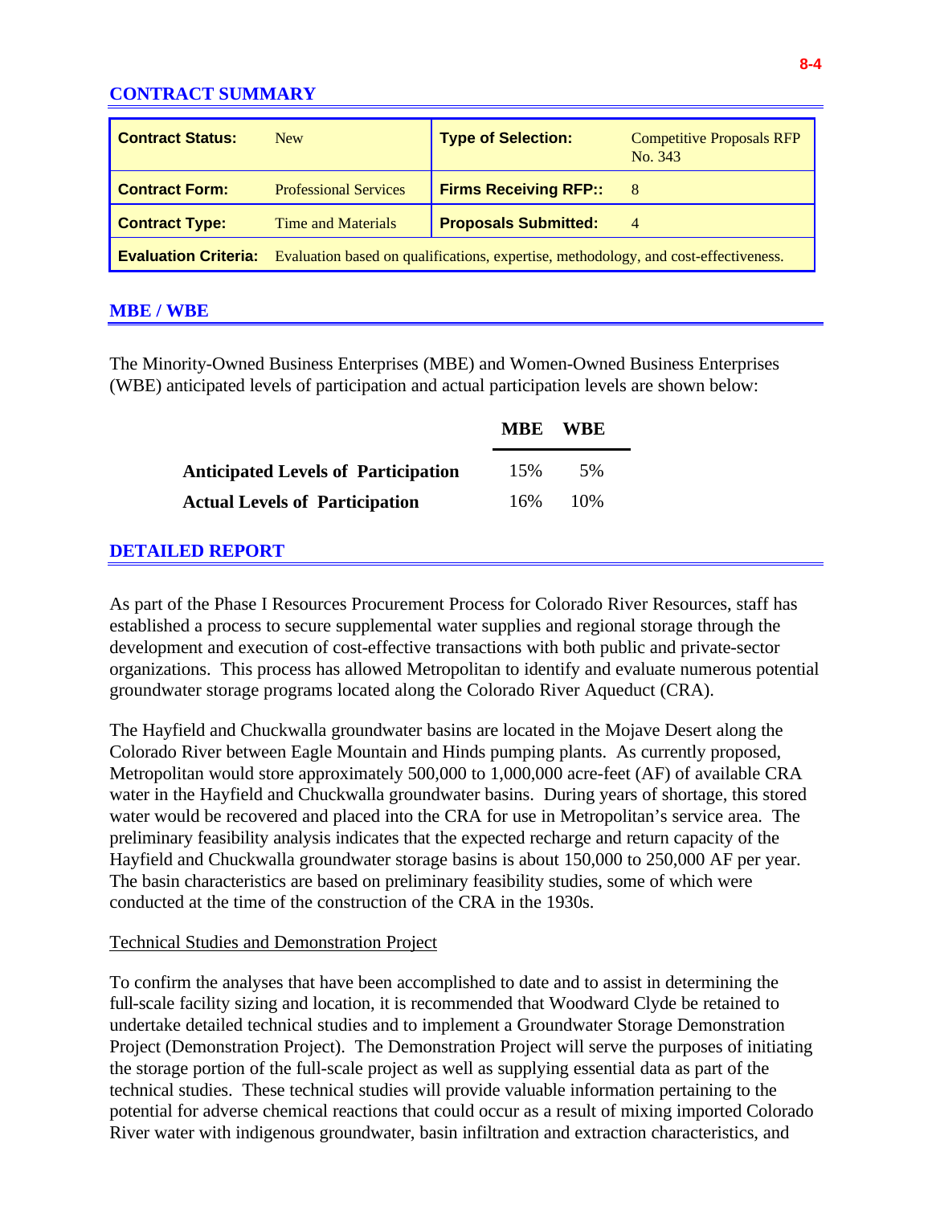## CONTRACT SUMMARY

| | | | |
|---|---|---|---|
| **Contract Status:** | New | **Type of Selection:** | Competitive Proposals RFP No. 343 |
| **Contract Form:** | Professional Services | **Firms Receiving RFP::** | 8 |
| **Contract Type:** | Time and Materials | **Proposals Submitted:** | 4 |
| **Evaluation Criteria:** | Evaluation based on qualifications, expertise, methodology, and cost-effectiveness. | | |

## MBE / WBE

The Minority-Owned Business Enterprises (MBE) and Women-Owned Business Enterprises (WBE) anticipated levels of participation and actual participation levels are shown below:

| | MBE | WBE |
|---|---|---|
| **Anticipated Levels of Participation** | 15% | 5% |
| **Actual Levels of Participation** | 16% | 10% |

## DETAILED REPORT

As part of the Phase I Resources Procurement Process for Colorado River Resources, staff has established a process to secure supplemental water supplies and regional storage through the development and execution of cost-effective transactions with both public and private-sector organizations. This process has allowed Metropolitan to identify and evaluate numerous potential groundwater storage programs located along the Colorado River Aqueduct (CRA).

The Hayfield and Chuckwalla groundwater basins are located in the Mojave Desert along the Colorado River between Eagle Mountain and Hinds pumping plants. As currently proposed, Metropolitan would store approximately 500,000 to 1,000,000 acre-feet (AF) of available CRA water in the Hayfield and Chuckwalla groundwater basins. During years of shortage, this stored water would be recovered and placed into the CRA for use in Metropolitan's service area. The preliminary feasibility analysis indicates that the expected recharge and return capacity of the Hayfield and Chuckwalla groundwater storage basins is about 150,000 to 250,000 AF per year. The basin characteristics are based on preliminary feasibility studies, some of which were conducted at the time of the construction of the CRA in the 1930s.

<u>Technical Studies and Demonstration Project</u>

To confirm the analyses that have been accomplished to date and to assist in determining the full-scale facility sizing and location, it is recommended that Woodward Clyde be retained to undertake detailed technical studies and to implement a Groundwater Storage Demonstration Project (Demonstration Project). The Demonstration Project will serve the purposes of initiating the storage portion of the full-scale project as well as supplying essential data as part of the technical studies. These technical studies will provide valuable information pertaining to the potential for adverse chemical reactions that could occur as a result of mixing imported Colorado River water with indigenous groundwater, basin infiltration and extraction characteristics, and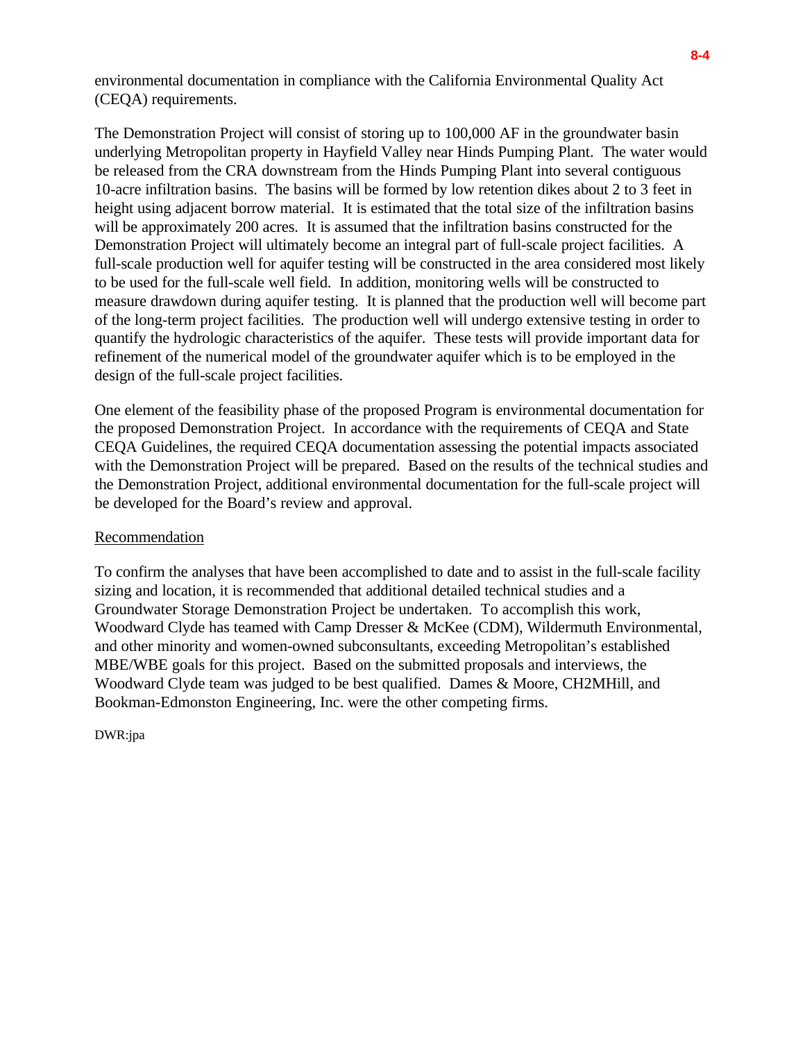environmental documentation in compliance with the California Environmental Quality Act (CEQA) requirements.

The Demonstration Project will consist of storing up to 100,000 AF in the groundwater basin underlying Metropolitan property in Hayfield Valley near Hinds Pumping Plant. The water would be released from the CRA downstream from the Hinds Pumping Plant into several contiguous 10-acre infiltration basins. The basins will be formed by low retention dikes about 2 to 3 feet in height using adjacent borrow material. It is estimated that the total size of the infiltration basins will be approximately 200 acres. It is assumed that the infiltration basins constructed for the Demonstration Project will ultimately become an integral part of full-scale project facilities. A full-scale production well for aquifer testing will be constructed in the area considered most likely to be used for the full-scale well field. In addition, monitoring wells will be constructed to measure drawdown during aquifer testing. It is planned that the production well will become part of the long-term project facilities. The production well will undergo extensive testing in order to quantify the hydrologic characteristics of the aquifer. These tests will provide important data for refinement of the numerical model of the groundwater aquifer which is to be employed in the design of the full-scale project facilities.

One element of the feasibility phase of the proposed Program is environmental documentation for the proposed Demonstration Project. In accordance with the requirements of CEQA and State CEQA Guidelines, the required CEQA documentation assessing the potential impacts associated with the Demonstration Project will be prepared. Based on the results of the technical studies and the Demonstration Project, additional environmental documentation for the full-scale project will be developed for the Board's review and approval.

## Recommendation

To confirm the analyses that have been accomplished to date and to assist in the full-scale facility sizing and location, it is recommended that additional detailed technical studies and a Groundwater Storage Demonstration Project be undertaken. To accomplish this work, Woodward Clyde has teamed with Camp Dresser & McKee (CDM), Wildermuth Environmental, and other minority and women-owned subconsultants, exceeding Metropolitan's established MBE/WBE goals for this project. Based on the submitted proposals and interviews, the Woodward Clyde team was judged to be best qualified. Dames & Moore, CH2MHill, and Bookman-Edmonston Engineering, Inc. were the other competing firms.

DWR:jpa